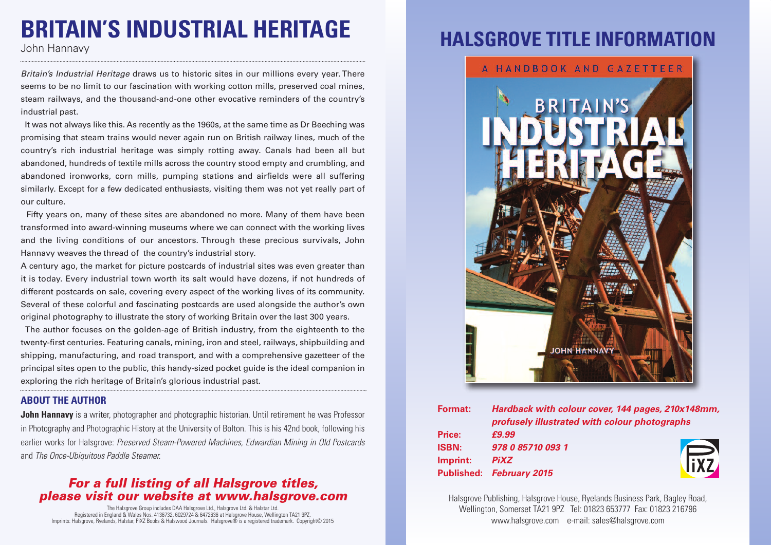# BRITAIN'S INDUSTRIAL HERITAGE

John Hannavy

*Britain's Industrial Heritage* draws us to historic sites in our millions every year. There seems to be no limit to our fascination with working cotton mills, preserved coal mines, steam railways, and the thousand-and-one other evocative reminders of the country's industrial past.

It was not always like this. As recently as the 1960s, at the same time as Dr Beeching was promising that steam trains would never again run on British railway lines, much of the country's rich industrial heritage was simply rotting away. Canals had been all but abandoned, hundreds of textile mills across the country stood empty and crumbling, and abandoned ironworks, corn mills, pumping stations and airfields were all suffering similarly. Except for a few dedicated enthusiasts, visiting them was not yet really part of our culture.

Fifty years on, many of these sites are abandoned no more. Many of them have been transformed into award-winning museums where we can connect with the working lives and the living conditions of our ancestors. Through these precious survivals, John Hannavy weaves the thread of the country's industrial story.

A century ago, the market for picture postcards of industrial sites was even greater than it is today. Every industrial town worth its salt would have dozens, if not hundreds of different postcards on sale, covering every aspect of the working lives of its community. Several of these colorful and fascinating postcards are used alongside the author's own original photography to illustrate the story of working Britain over the last 300 years.

The author focuses on the golden-age of British industry, from the eighteenth to the twenty-first centuries. Featuring canals, mining, iron and steel, railways, shipbuilding and shipping, manufacturing, and road transport, and with a comprehensive gazetteer of the principal sites open to the public, this handy-sized pocket guide is the ideal companion in exploring the rich heritage of Britain's glorious industrial past.

## ABOUT THE AUTHOR

**John Hannavy** is a writer, photographer and photographic historian. Until retirement he was Professor in Photography and Photographic History at the University of Bolton. This is his 42nd book, following his earlier works for Halsgrove: *Preserved Steam-Powered Machines, Edwardian Mining in Old Postcards* and *The Once-Ubiquitous Paddle Steamer.*

***For a full listing of all Halsgrove titles, please visit our website at www.halsgrove.com***

The Halsgrove Group includes DAA Halsgrove Ltd., Halsgrove Ltd. & Halstar Ltd.
Registered in England & Wales Nos. 4136732, 6029724 & 6472636 at Halsgrove House, Wellington TA21 9PZ.
Imprints: Halsgrove, Ryelands, Halstar, PiXZ Books & Halswood Journals. Halsgrove® is a registered trademark. Copyright© 2015

# HALSGROVE TITLE INFORMATION

**Format:** ***Hardback with colour cover, 144 pages, 210x148mm, profusely illustrated with colour photographs***
**Price:** ***£9.99***
**ISBN:** ***978 0 85710 093 1***
**Imprint:** ***PiXZ***
**Published:** ***February 2015***

Halsgrove Publishing, Halsgrove House, Ryelands Business Park, Bagley Road, Wellington, Somerset TA21 9PZ Tel: 01823 653777 Fax: 01823 216796
www.halsgrove.com e-mail: sales@halsgrove.com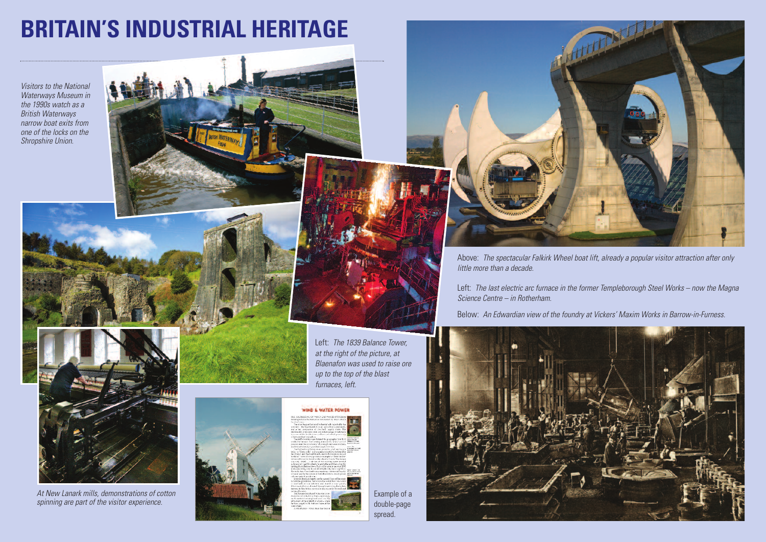# BRITAIN'S INDUSTRIAL HERITAGE

*Visitors to the National Waterways Museum in the 1990s watch as a British Waterways narrow boat exits from one of the locks on the Shropshire Union.*

Above: *The spectacular Falkirk Wheel boat lift, already a popular visitor attraction after only little more than a decade.*

Left: *The last electric arc furnace in the former Templeborough Steel Works – now the Magna Science Centre – in Rotherham.*

Below: *An Edwardian view of the foundry at Vickers' Maxim Works in Barrow-in-Furness.*

Left: *The 1839 Balance Tower, at the right of the picture, at Blaenafon was used to raise ore up to the top of the blast furnaces, left.*

*At New Lanark mills, demonstrations of cotton spinning are part of the visitor experience.*

Example of a double-page spread.